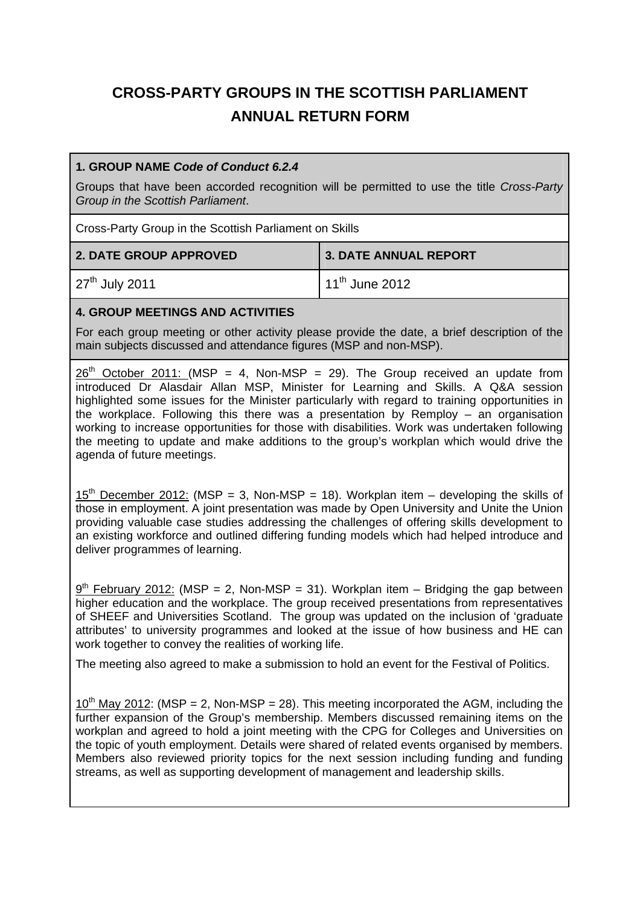# CROSS-PARTY GROUPS IN THE SCOTTISH PARLIAMENT
# ANNUAL RETURN FORM

**1. GROUP NAME** ***Code of Conduct 6.2.4***

Groups that have been accorded recognition will be permitted to use the title *Cross-Party Group in the Scottish Parliament*.

Cross-Party Group in the Scottish Parliament on Skills

| **2. DATE GROUP APPROVED** | **3. DATE ANNUAL REPORT** |
| --- | --- |
| 27th July 2011 | 11th June 2012 |

**4. GROUP MEETINGS AND ACTIVITIES**

For each group meeting or other activity please provide the date, a brief description of the main subjects discussed and attendance figures (MSP and non-MSP).

26th October 2011: (MSP = 4, Non-MSP = 29). The Group received an update from introduced Dr Alasdair Allan MSP, Minister for Learning and Skills. A Q&A session highlighted some issues for the Minister particularly with regard to training opportunities in the workplace. Following this there was a presentation by Remploy – an organisation working to increase opportunities for those with disabilities. Work was undertaken following the meeting to update and make additions to the group's workplan which would drive the agenda of future meetings.

15th December 2012: (MSP = 3, Non-MSP = 18). Workplan item – developing the skills of those in employment. A joint presentation was made by Open University and Unite the Union providing valuable case studies addressing the challenges of offering skills development to an existing workforce and outlined differing funding models which had helped introduce and deliver programmes of learning.

9th February 2012: (MSP = 2, Non-MSP = 31). Workplan item – Bridging the gap between higher education and the workplace. The group received presentations from representatives of SHEEF and Universities Scotland. The group was updated on the inclusion of 'graduate attributes' to university programmes and looked at the issue of how business and HE can work together to convey the realities of working life.

The meeting also agreed to make a submission to hold an event for the Festival of Politics.

10th May 2012: (MSP = 2, Non-MSP = 28). This meeting incorporated the AGM, including the further expansion of the Group's membership. Members discussed remaining items on the workplan and agreed to hold a joint meeting with the CPG for Colleges and Universities on the topic of youth employment. Details were shared of related events organised by members. Members also reviewed priority topics for the next session including funding and funding streams, as well as supporting development of management and leadership skills.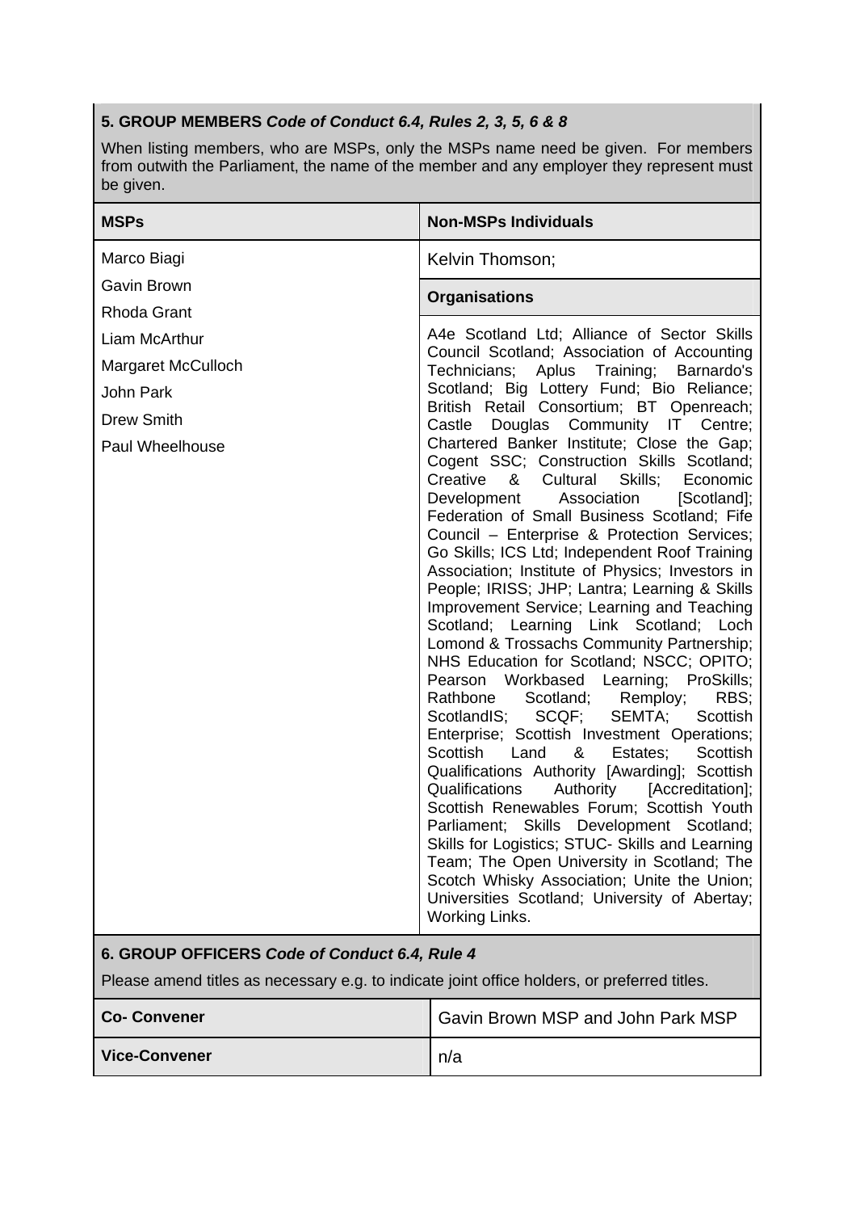## 5. GROUP MEMBERS *Code of Conduct 6.4, Rules 2, 3, 5, 6 & 8*

When listing members, who are MSPs, only the MSPs name need be given. For members from outwith the Parliament, the name of the member and any employer they represent must be given.

| MSPs | Non-MSPs Individuals |
|---|---|
| Marco Biagi<br>Gavin Brown<br>Rhoda Grant<br>Liam McArthur<br>Margaret McCulloch<br>John Park<br>Drew Smith<br>Paul Wheelhouse | Kelvin Thomson; |
| | **Organisations** |
| | A4e Scotland Ltd; Alliance of Sector Skills Council Scotland; Association of Accounting Technicians; Aplus Training; Barnardo's Scotland; Big Lottery Fund; Bio Reliance; British Retail Consortium; BT Openreach; Castle Douglas Community IT Centre; Chartered Banker Institute; Close the Gap; Cogent SSC; Construction Skills Scotland; Creative & Cultural Skills; Economic Development Association [Scotland]; Federation of Small Business Scotland; Fife Council – Enterprise & Protection Services; Go Skills; ICS Ltd; Independent Roof Training Association; Institute of Physics; Investors in People; IRISS; JHP; Lantra; Learning & Skills Improvement Service; Learning and Teaching Scotland; Learning Link Scotland; Loch Lomond & Trossachs Community Partnership; NHS Education for Scotland; NSCC; OPITO; Pearson Workbased Learning; ProSkills; Rathbone Scotland; Remploy; RBS; ScotlandIS; SCQF; SEMTA; Scottish Enterprise; Scottish Investment Operations; Scottish Land & Estates; Scottish Qualifications Authority [Awarding]; Scottish Qualifications Authority [Accreditation]; Scottish Renewables Forum; Scottish Youth Parliament; Skills Development Scotland; Skills for Logistics; STUC- Skills and Learning Team; The Open University in Scotland; The Scotch Whisky Association; Unite the Union; Universities Scotland; University of Abertay; Working Links. |

## 6. GROUP OFFICERS *Code of Conduct 6.4, Rule 4*

Please amend titles as necessary e.g. to indicate joint office holders, or preferred titles.

| | |
|---|---|
| **Co- Convener** | Gavin Brown MSP and John Park MSP |
| **Vice-Convener** | n/a |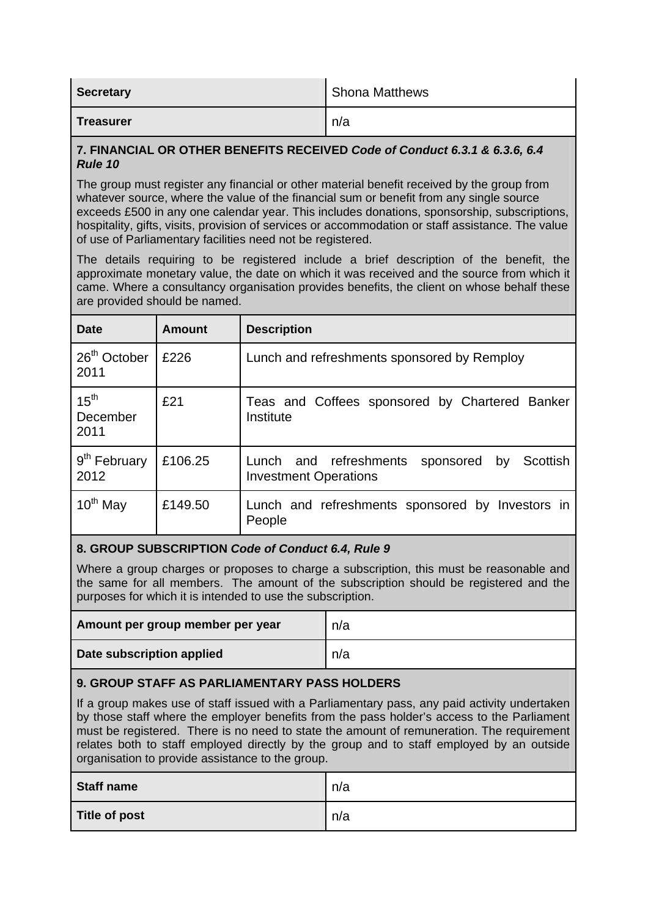| | |
|---|---|
| **Secretary** | Shona Matthews |
| **Treasurer** | n/a |

**7. FINANCIAL OR OTHER BENEFITS RECEIVED *Code of Conduct 6.3.1 & 6.3.6, 6.4 Rule 10***

The group must register any financial or other material benefit received by the group from whatever source, where the value of the financial sum or benefit from any single source exceeds £500 in any one calendar year. This includes donations, sponsorship, subscriptions, hospitality, gifts, visits, provision of services or accommodation or staff assistance. The value of use of Parliamentary facilities need not be registered.

The details requiring to be registered include a brief description of the benefit, the approximate monetary value, the date on which it was received and the source from which it came. Where a consultancy organisation provides benefits, the client on whose behalf these are provided should be named.

| Date | Amount | Description |
|---|---|---|
| 26th October 2011 | £226 | Lunch and refreshments sponsored by Remploy |
| 15th December 2011 | £21 | Teas and Coffees sponsored by Chartered Banker Institute |
| 9th February 2012 | £106.25 | Lunch and refreshments sponsored by Scottish Investment Operations |
| 10th May | £149.50 | Lunch and refreshments sponsored by Investors in People |

**8. GROUP SUBSCRIPTION *Code of Conduct 6.4, Rule 9***

Where a group charges or proposes to charge a subscription, this must be reasonable and the same for all members. The amount of the subscription should be registered and the purposes for which it is intended to use the subscription.

| | |
|---|---|
| **Amount per group member per year** | n/a |
| **Date subscription applied** | n/a |

**9. GROUP STAFF AS PARLIAMENTARY PASS HOLDERS**

If a group makes use of staff issued with a Parliamentary pass, any paid activity undertaken by those staff where the employer benefits from the pass holder's access to the Parliament must be registered. There is no need to state the amount of remuneration. The requirement relates both to staff employed directly by the group and to staff employed by an outside organisation to provide assistance to the group.

| | |
|---|---|
| **Staff name** | n/a |
| **Title of post** | n/a |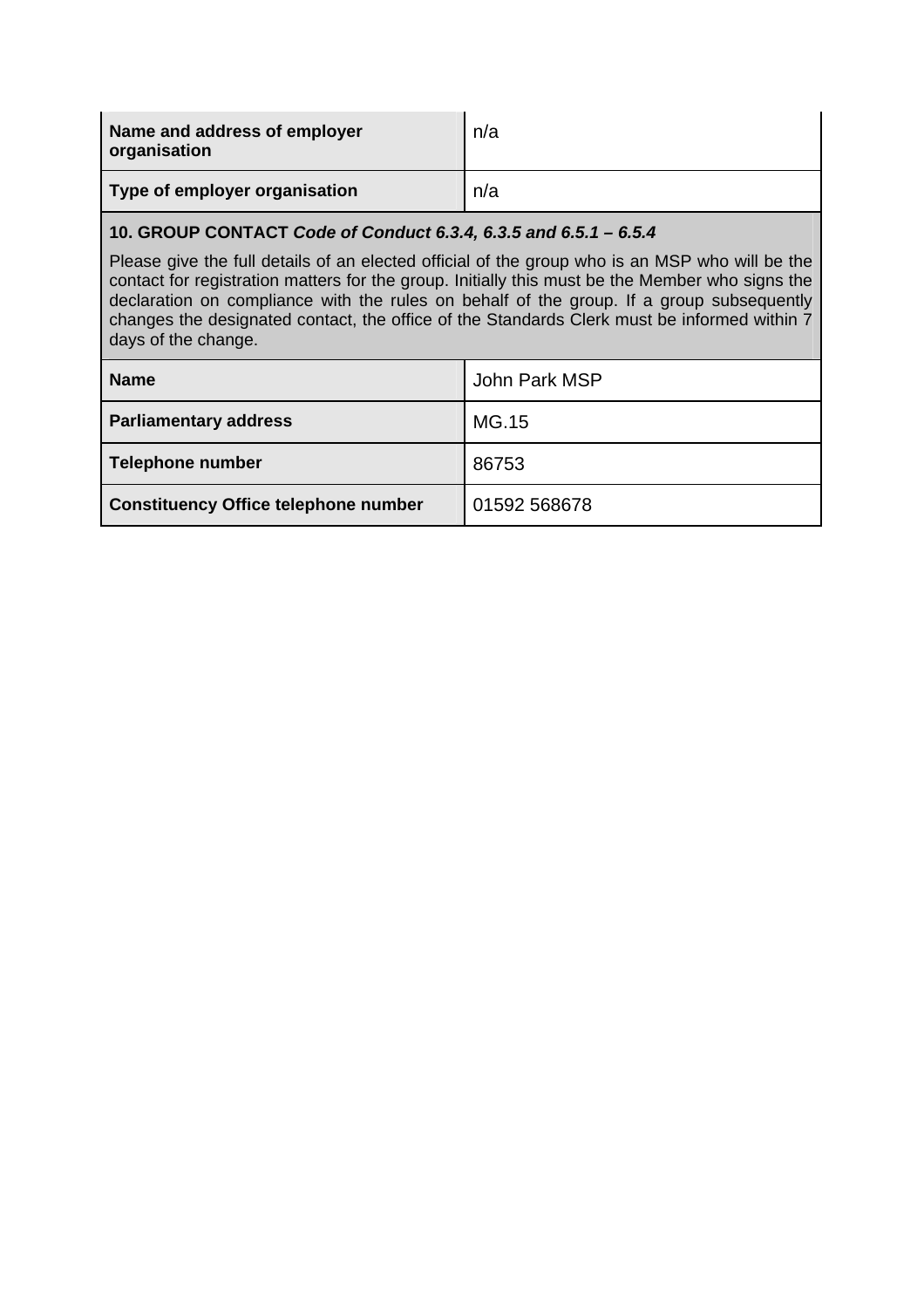| | |
|---|---|
| **Name and address of employer organisation** | n/a |
| **Type of employer organisation** | n/a |

**10. GROUP CONTACT** ***Code of Conduct 6.3.4, 6.3.5 and 6.5.1 – 6.5.4***

Please give the full details of an elected official of the group who is an MSP who will be the contact for registration matters for the group. Initially this must be the Member who signs the declaration on compliance with the rules on behalf of the group. If a group subsequently changes the designated contact, the office of the Standards Clerk must be informed within 7 days of the change.

| | |
|---|---|
| **Name** | John Park MSP |
| **Parliamentary address** | MG.15 |
| **Telephone number** | 86753 |
| **Constituency Office telephone number** | 01592 568678 |